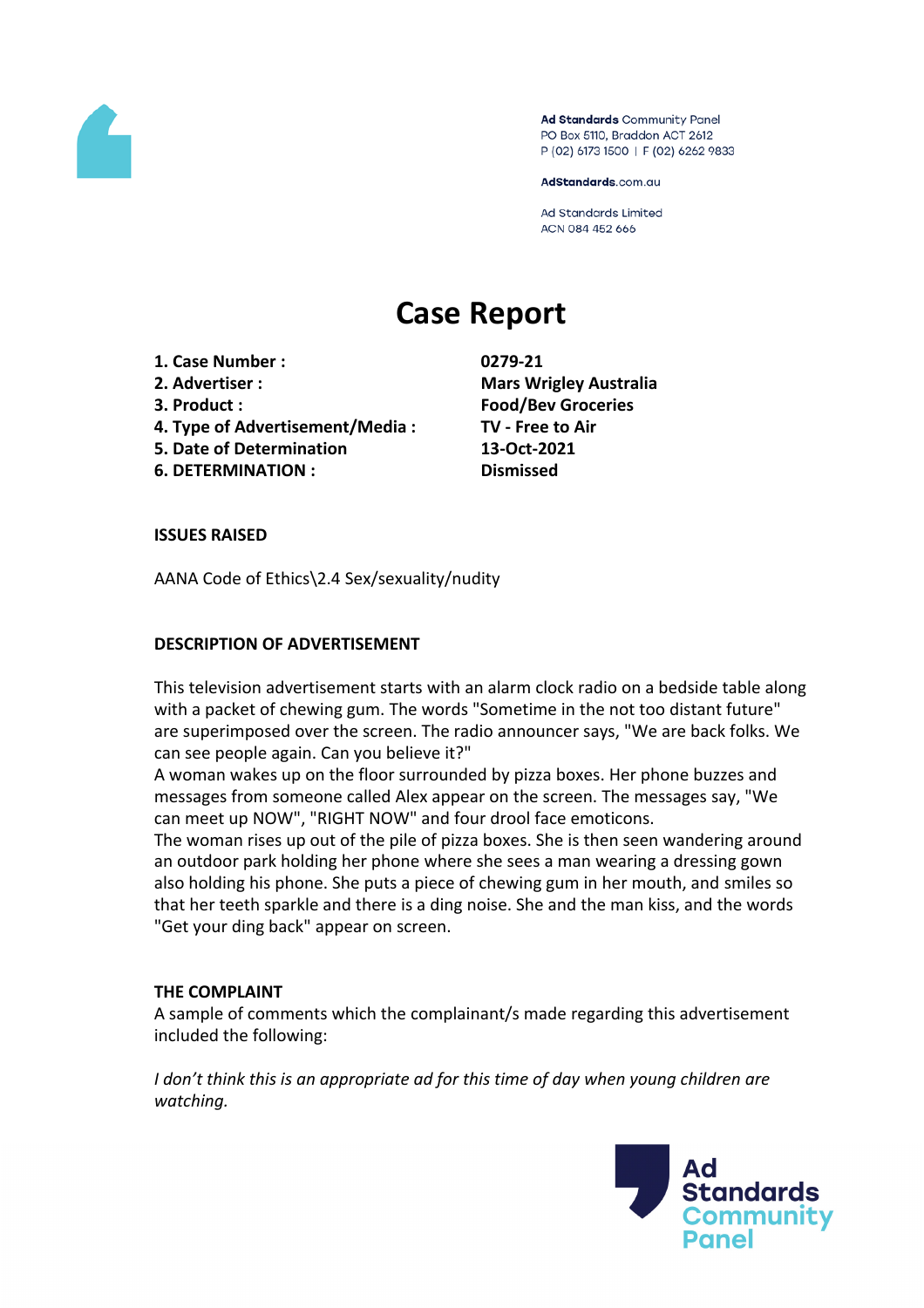Ad Standards Community Panel
PO Box 5110, Braddon ACT 2612
P (02) 6173 1500 | F (02) 6262 9833

AdStandards.com.au

Ad Standards Limited
ACN 084 452 666

# Case Report

| | |
|---|---|
| **1. Case Number :** | **0279-21** |
| **2. Advertiser :** | **Mars Wrigley Australia** |
| **3. Product :** | **Food/Bev Groceries** |
| **4. Type of Advertisement/Media :** | **TV - Free to Air** |
| **5. Date of Determination** | **13-Oct-2021** |
| **6. DETERMINATION :** | **Dismissed** |

**ISSUES RAISED**

AANA Code of Ethics\2.4 Sex/sexuality/nudity

**DESCRIPTION OF ADVERTISEMENT**

This television advertisement starts with an alarm clock radio on a bedside table along with a packet of chewing gum. The words "Sometime in the not too distant future" are superimposed over the screen. The radio announcer says, "We are back folks. We can see people again. Can you believe it?"

A woman wakes up on the floor surrounded by pizza boxes. Her phone buzzes and messages from someone called Alex appear on the screen. The messages say, "We can meet up NOW", "RIGHT NOW" and four drool face emoticons.

The woman rises up out of the pile of pizza boxes. She is then seen wandering around an outdoor park holding her phone where she sees a man wearing a dressing gown also holding his phone. She puts a piece of chewing gum in her mouth, and smiles so that her teeth sparkle and there is a ding noise. She and the man kiss, and the words "Get your ding back" appear on screen.

**THE COMPLAINT**

A sample of comments which the complainant/s made regarding this advertisement included the following:

*I don't think this is an appropriate ad for this time of day when young children are watching.*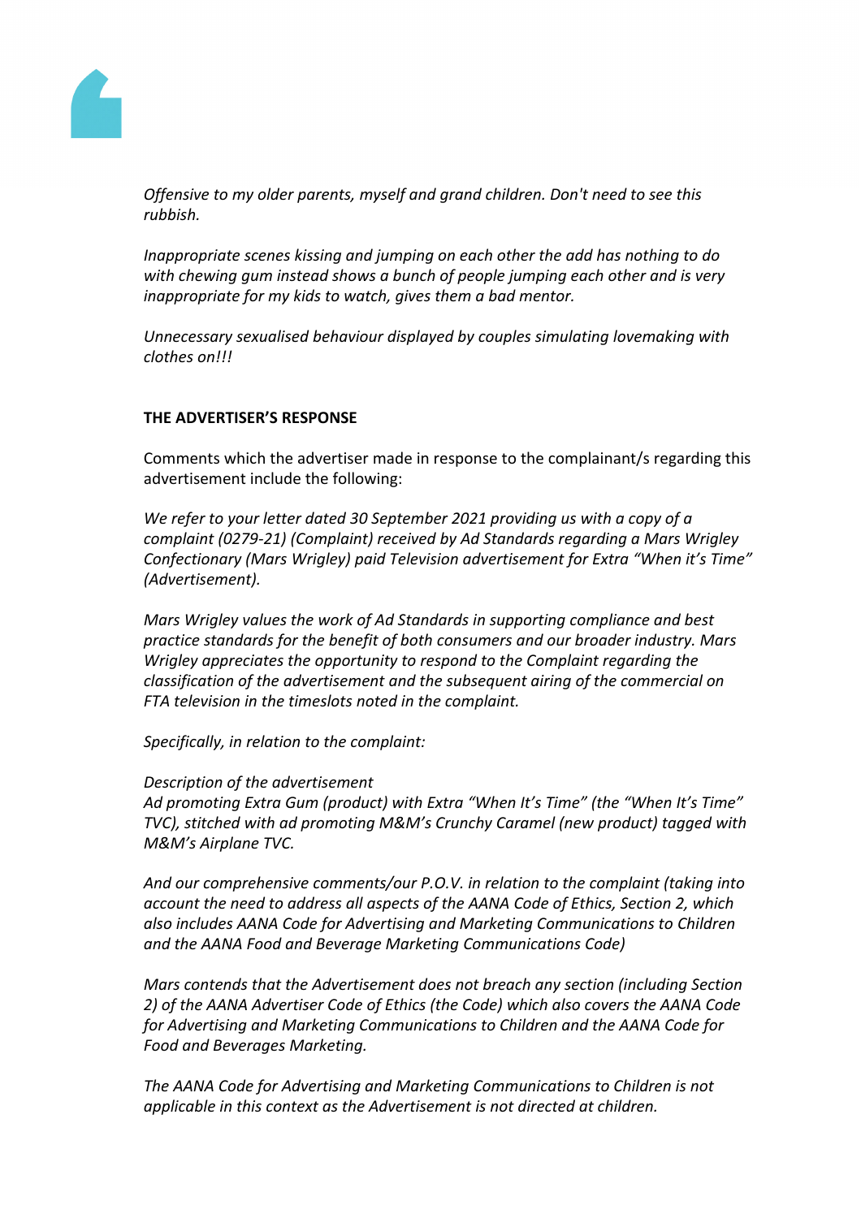*Offensive to my older parents, myself and grand children. Don't need to see this rubbish.*

*Inappropriate scenes kissing and jumping on each other the add has nothing to do with chewing gum instead shows a bunch of people jumping each other and is very inappropriate for my kids to watch, gives them a bad mentor.*

*Unnecessary sexualised behaviour displayed by couples simulating lovemaking with clothes on!!!*

**THE ADVERTISER'S RESPONSE**

Comments which the advertiser made in response to the complainant/s regarding this advertisement include the following:

*We refer to your letter dated 30 September 2021 providing us with a copy of a complaint (0279-21) (Complaint) received by Ad Standards regarding a Mars Wrigley Confectionary (Mars Wrigley) paid Television advertisement for Extra "When it's Time" (Advertisement).*

*Mars Wrigley values the work of Ad Standards in supporting compliance and best practice standards for the benefit of both consumers and our broader industry. Mars Wrigley appreciates the opportunity to respond to the Complaint regarding the classification of the advertisement and the subsequent airing of the commercial on FTA television in the timeslots noted in the complaint.*

*Specifically, in relation to the complaint:*

*Description of the advertisement*
*Ad promoting Extra Gum (product) with Extra "When It's Time" (the "When It's Time" TVC), stitched with ad promoting M&M's Crunchy Caramel (new product) tagged with M&M's Airplane TVC.*

*And our comprehensive comments/our P.O.V. in relation to the complaint (taking into account the need to address all aspects of the AANA Code of Ethics, Section 2, which also includes AANA Code for Advertising and Marketing Communications to Children and the AANA Food and Beverage Marketing Communications Code)*

*Mars contends that the Advertisement does not breach any section (including Section 2) of the AANA Advertiser Code of Ethics (the Code) which also covers the AANA Code for Advertising and Marketing Communications to Children and the AANA Code for Food and Beverages Marketing.*

*The AANA Code for Advertising and Marketing Communications to Children is not applicable in this context as the Advertisement is not directed at children.*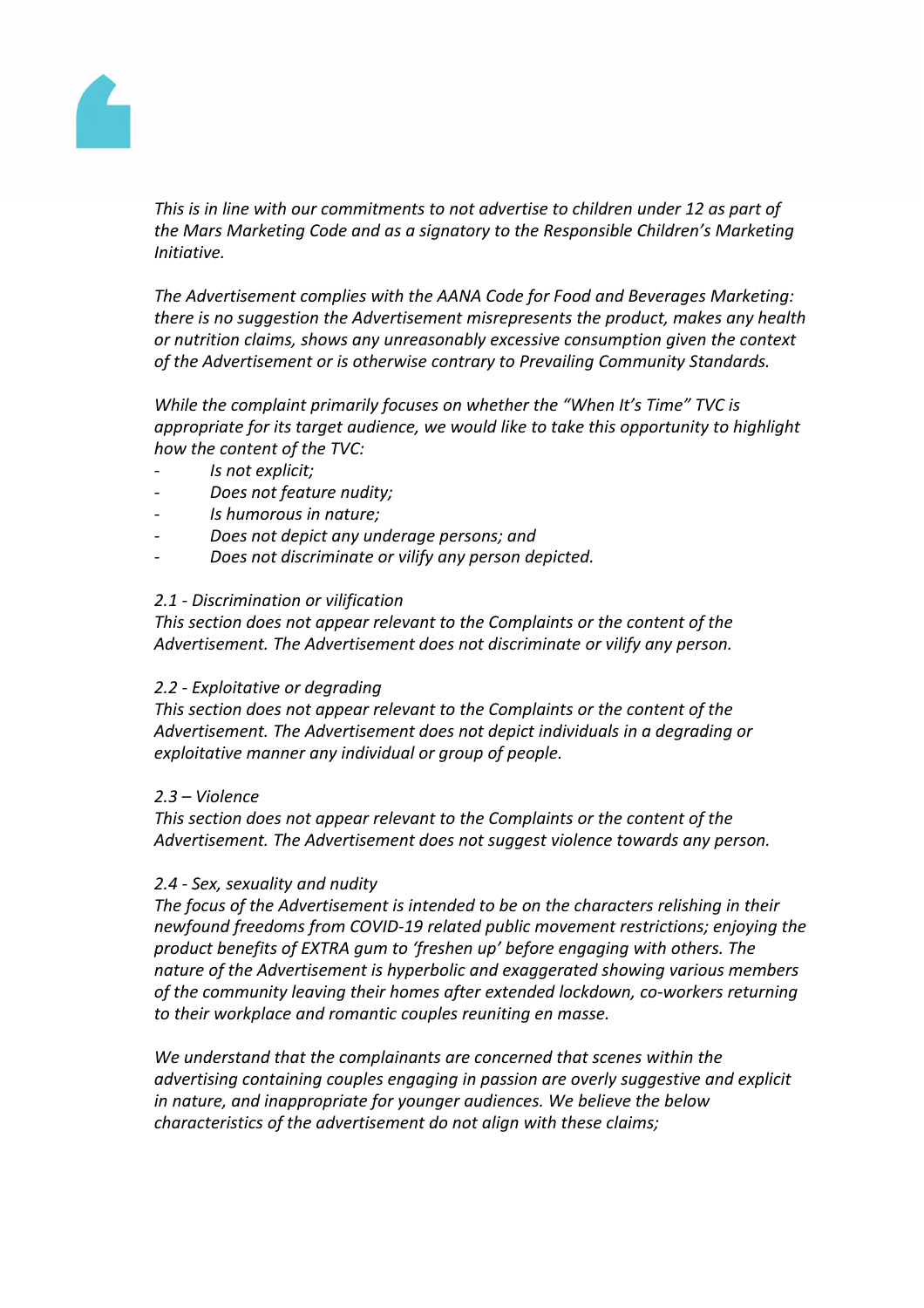*This is in line with our commitments to not advertise to children under 12 as part of the Mars Marketing Code and as a signatory to the Responsible Children's Marketing Initiative.*

*The Advertisement complies with the AANA Code for Food and Beverages Marketing: there is no suggestion the Advertisement misrepresents the product, makes any health or nutrition claims, shows any unreasonably excessive consumption given the context of the Advertisement or is otherwise contrary to Prevailing Community Standards.*

*While the complaint primarily focuses on whether the "When It's Time" TVC is appropriate for its target audience, we would like to take this opportunity to highlight how the content of the TVC:*

- *Is not explicit;*
- *Does not feature nudity;*
- *Is humorous in nature;*
- *Does not depict any underage persons; and*
- *Does not discriminate or vilify any person depicted.*

*2.1 - Discrimination or vilification*
*This section does not appear relevant to the Complaints or the content of the Advertisement. The Advertisement does not discriminate or vilify any person.*

*2.2 - Exploitative or degrading*
*This section does not appear relevant to the Complaints or the content of the Advertisement. The Advertisement does not depict individuals in a degrading or exploitative manner any individual or group of people.*

*2.3 – Violence*
*This section does not appear relevant to the Complaints or the content of the Advertisement. The Advertisement does not suggest violence towards any person.*

*2.4 - Sex, sexuality and nudity*
*The focus of the Advertisement is intended to be on the characters relishing in their newfound freedoms from COVID-19 related public movement restrictions; enjoying the product benefits of EXTRA gum to 'freshen up' before engaging with others. The nature of the Advertisement is hyperbolic and exaggerated showing various members of the community leaving their homes after extended lockdown, co-workers returning to their workplace and romantic couples reuniting en masse.*

*We understand that the complainants are concerned that scenes within the advertising containing couples engaging in passion are overly suggestive and explicit in nature, and inappropriate for younger audiences. We believe the below characteristics of the advertisement do not align with these claims;*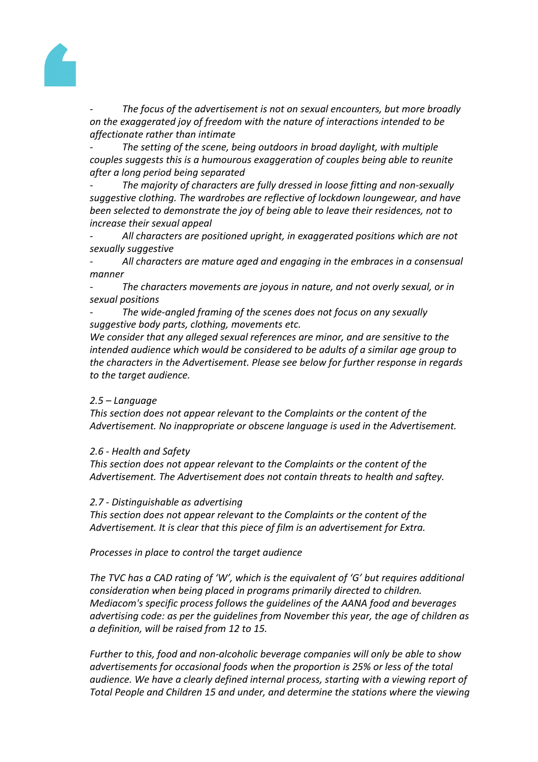*- The focus of the advertisement is not on sexual encounters, but more broadly on the exaggerated joy of freedom with the nature of interactions intended to be affectionate rather than intimate*

*- The setting of the scene, being outdoors in broad daylight, with multiple couples suggests this is a humourous exaggeration of couples being able to reunite after a long period being separated*

*- The majority of characters are fully dressed in loose fitting and non-sexually suggestive clothing. The wardrobes are reflective of lockdown loungewear, and have been selected to demonstrate the joy of being able to leave their residences, not to increase their sexual appeal*

*- All characters are positioned upright, in exaggerated positions which are not sexually suggestive*

*- All characters are mature aged and engaging in the embraces in a consensual manner*

*- The characters movements are joyous in nature, and not overly sexual, or in sexual positions*

*- The wide-angled framing of the scenes does not focus on any sexually suggestive body parts, clothing, movements etc.*

*We consider that any alleged sexual references are minor, and are sensitive to the intended audience which would be considered to be adults of a similar age group to the characters in the Advertisement. Please see below for further response in regards to the target audience.*

*2.5 – Language*

*This section does not appear relevant to the Complaints or the content of the Advertisement. No inappropriate or obscene language is used in the Advertisement.*

*2.6 - Health and Safety*

*This section does not appear relevant to the Complaints or the content of the Advertisement. The Advertisement does not contain threats to health and saftey.*

*2.7 - Distinguishable as advertising*

*This section does not appear relevant to the Complaints or the content of the Advertisement. It is clear that this piece of film is an advertisement for Extra.*

*Processes in place to control the target audience*

*The TVC has a CAD rating of 'W', which is the equivalent of 'G' but requires additional consideration when being placed in programs primarily directed to children. Mediacom's specific process follows the guidelines of the AANA food and beverages advertising code: as per the guidelines from November this year, the age of children as a definition, will be raised from 12 to 15.*

*Further to this, food and non-alcoholic beverage companies will only be able to show advertisements for occasional foods when the proportion is 25% or less of the total audience. We have a clearly defined internal process, starting with a viewing report of Total People and Children 15 and under, and determine the stations where the viewing*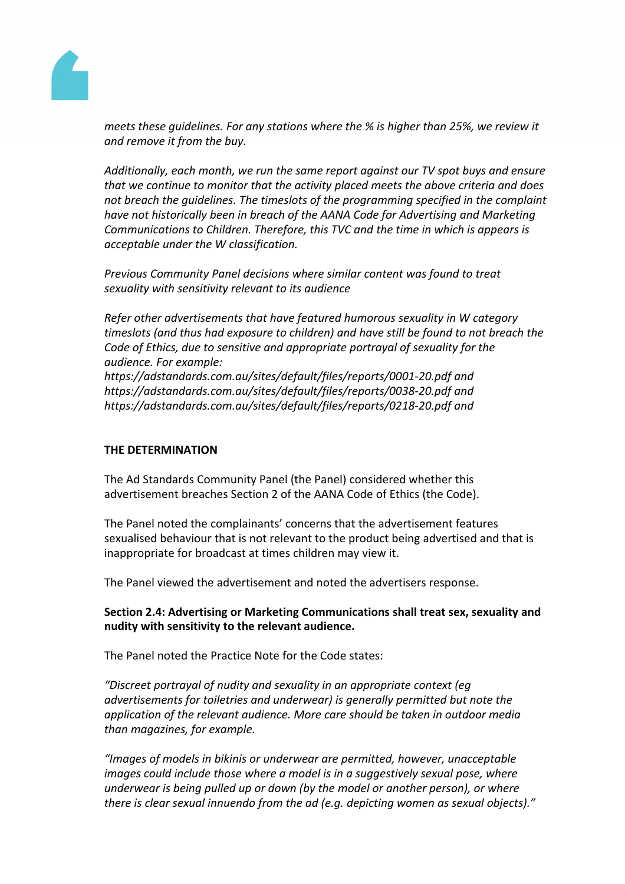*meets these guidelines. For any stations where the % is higher than 25%, we review it and remove it from the buy.*

*Additionally, each month, we run the same report against our TV spot buys and ensure that we continue to monitor that the activity placed meets the above criteria and does not breach the guidelines. The timeslots of the programming specified in the complaint have not historically been in breach of the AANA Code for Advertising and Marketing Communications to Children. Therefore, this TVC and the time in which is appears is acceptable under the W classification.*

*Previous Community Panel decisions where similar content was found to treat sexuality with sensitivity relevant to its audience*

*Refer other advertisements that have featured humorous sexuality in W category timeslots (and thus had exposure to children) and have still be found to not breach the Code of Ethics, due to sensitive and appropriate portrayal of sexuality for the audience. For example:*
*https://adstandards.com.au/sites/default/files/reports/0001-20.pdf and*
*https://adstandards.com.au/sites/default/files/reports/0038-20.pdf and*
*https://adstandards.com.au/sites/default/files/reports/0218-20.pdf and*

**THE DETERMINATION**

The Ad Standards Community Panel (the Panel) considered whether this advertisement breaches Section 2 of the AANA Code of Ethics (the Code).

The Panel noted the complainants' concerns that the advertisement features sexualised behaviour that is not relevant to the product being advertised and that is inappropriate for broadcast at times children may view it.

The Panel viewed the advertisement and noted the advertisers response.

**Section 2.4: Advertising or Marketing Communications shall treat sex, sexuality and nudity with sensitivity to the relevant audience.**

The Panel noted the Practice Note for the Code states:

*"Discreet portrayal of nudity and sexuality in an appropriate context (eg advertisements for toiletries and underwear) is generally permitted but note the application of the relevant audience. More care should be taken in outdoor media than magazines, for example.*

*"Images of models in bikinis or underwear are permitted, however, unacceptable images could include those where a model is in a suggestively sexual pose, where underwear is being pulled up or down (by the model or another person), or where there is clear sexual innuendo from the ad (e.g. depicting women as sexual objects)."*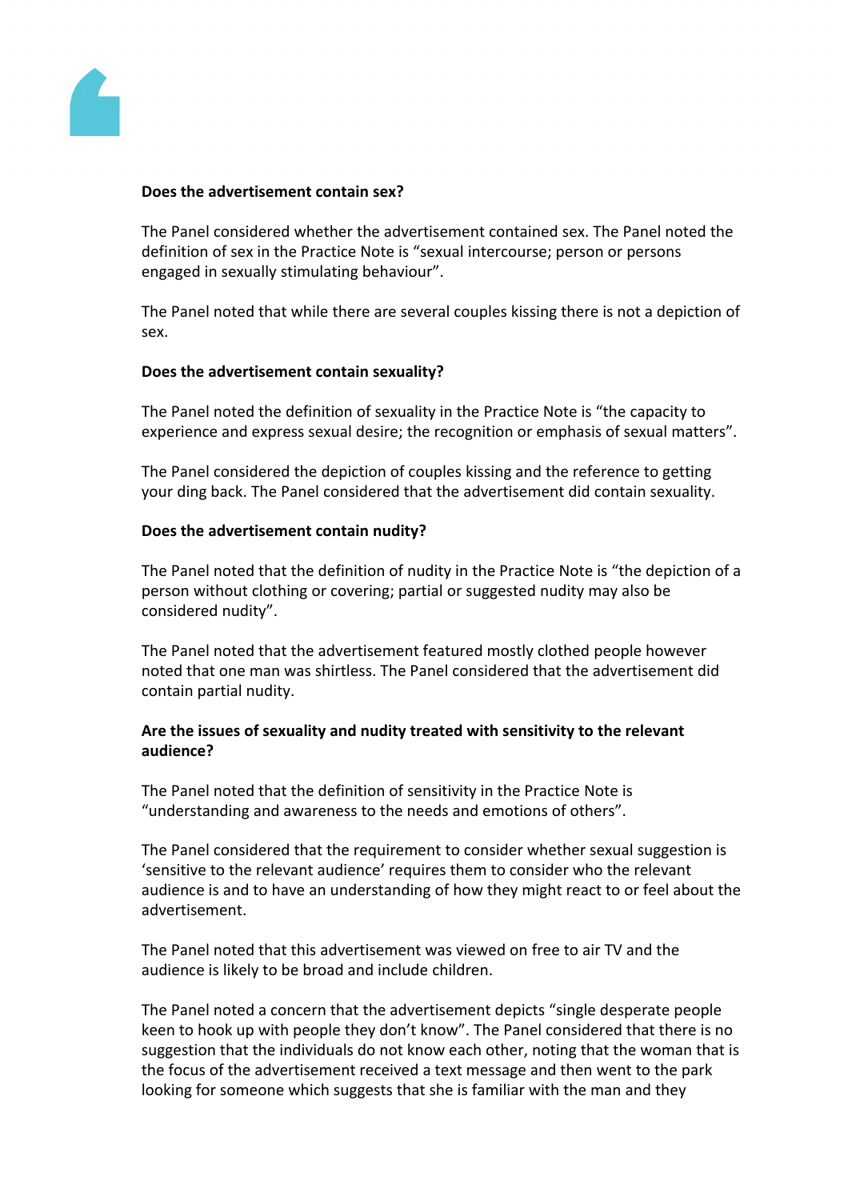**Does the advertisement contain sex?**

The Panel considered whether the advertisement contained sex. The Panel noted the definition of sex in the Practice Note is "sexual intercourse; person or persons engaged in sexually stimulating behaviour".

The Panel noted that while there are several couples kissing there is not a depiction of sex.

**Does the advertisement contain sexuality?**

The Panel noted the definition of sexuality in the Practice Note is "the capacity to experience and express sexual desire; the recognition or emphasis of sexual matters".

The Panel considered the depiction of couples kissing and the reference to getting your ding back. The Panel considered that the advertisement did contain sexuality.

**Does the advertisement contain nudity?**

The Panel noted that the definition of nudity in the Practice Note is "the depiction of a person without clothing or covering; partial or suggested nudity may also be considered nudity".

The Panel noted that the advertisement featured mostly clothed people however noted that one man was shirtless. The Panel considered that the advertisement did contain partial nudity.

**Are the issues of sexuality and nudity treated with sensitivity to the relevant audience?**

The Panel noted that the definition of sensitivity in the Practice Note is "understanding and awareness to the needs and emotions of others".

The Panel considered that the requirement to consider whether sexual suggestion is 'sensitive to the relevant audience' requires them to consider who the relevant audience is and to have an understanding of how they might react to or feel about the advertisement.

The Panel noted that this advertisement was viewed on free to air TV and the audience is likely to be broad and include children.

The Panel noted a concern that the advertisement depicts "single desperate people keen to hook up with people they don't know". The Panel considered that there is no suggestion that the individuals do not know each other, noting that the woman that is the focus of the advertisement received a text message and then went to the park looking for someone which suggests that she is familiar with the man and they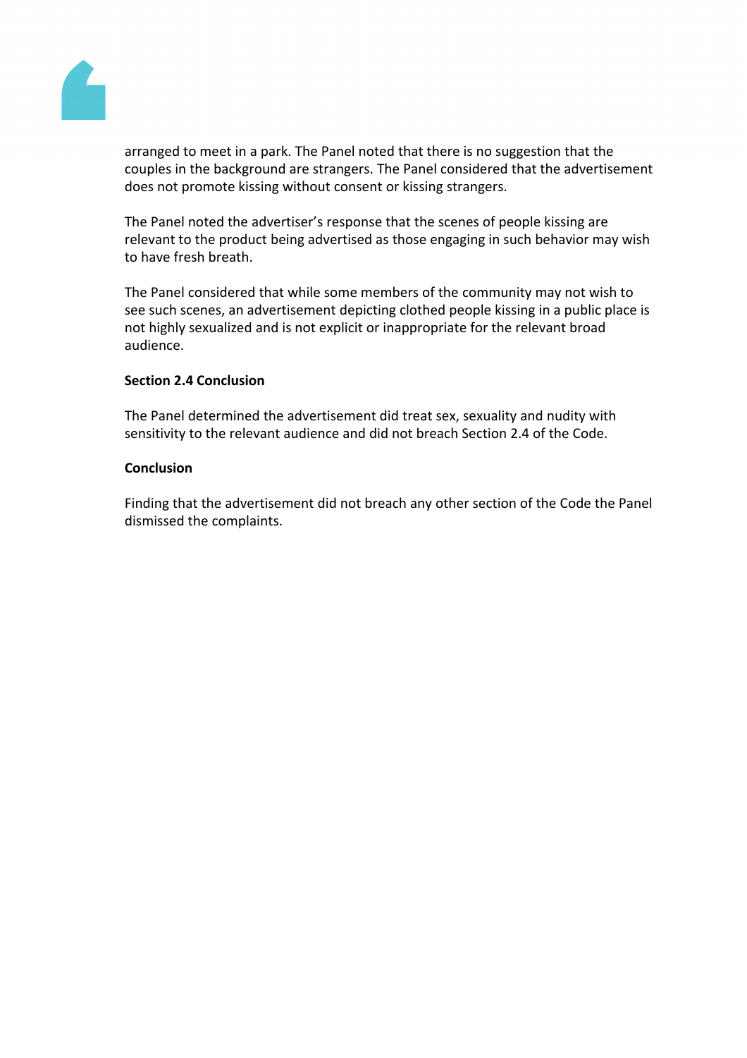arranged to meet in a park. The Panel noted that there is no suggestion that the couples in the background are strangers. The Panel considered that the advertisement does not promote kissing without consent or kissing strangers.

The Panel noted the advertiser's response that the scenes of people kissing are relevant to the product being advertised as those engaging in such behavior may wish to have fresh breath.

The Panel considered that while some members of the community may not wish to see such scenes, an advertisement depicting clothed people kissing in a public place is not highly sexualized and is not explicit or inappropriate for the relevant broad audience.

**Section 2.4 Conclusion**

The Panel determined the advertisement did treat sex, sexuality and nudity with sensitivity to the relevant audience and did not breach Section 2.4 of the Code.

**Conclusion**

Finding that the advertisement did not breach any other section of the Code the Panel dismissed the complaints.